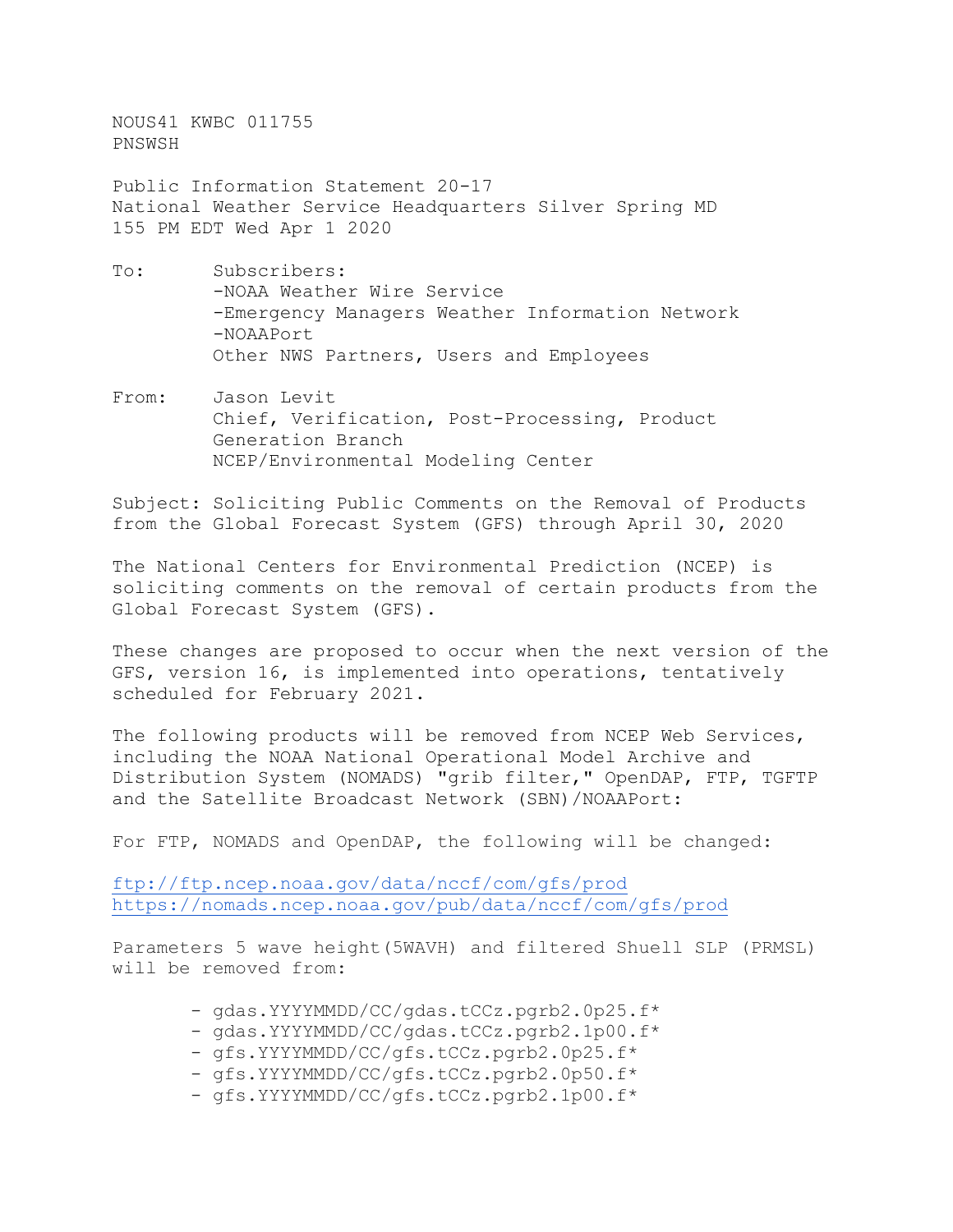NOUS41 KWBC 011755
PNSWSH

Public Information Statement 20-17
National Weather Service Headquarters Silver Spring MD
155 PM EDT Wed Apr 1 2020

To: Subscribers:
-NOAA Weather Wire Service
-Emergency Managers Weather Information Network
-NOAAPort
Other NWS Partners, Users and Employees

From: Jason Levit
Chief, Verification, Post-Processing, Product Generation Branch
NCEP/Environmental Modeling Center

Subject: Soliciting Public Comments on the Removal of Products from the Global Forecast System (GFS) through April 30, 2020

The National Centers for Environmental Prediction (NCEP) is soliciting comments on the removal of certain products from the Global Forecast System (GFS).

These changes are proposed to occur when the next version of the GFS, version 16, is implemented into operations, tentatively scheduled for February 2021.

The following products will be removed from NCEP Web Services, including the NOAA National Operational Model Archive and Distribution System (NOMADS) "grib filter," OpenDAP, FTP, TGFTP and the Satellite Broadcast Network (SBN)/NOAAPort:

For FTP, NOMADS and OpenDAP, the following will be changed:

ftp://ftp.ncep.noaa.gov/data/nccf/com/gfs/prod
https://nomads.ncep.noaa.gov/pub/data/nccf/com/gfs/prod

Parameters 5 wave height(5WAVH) and filtered Shuell SLP (PRMSL) will be removed from:

- gdas.YYYYMMDD/CC/gdas.tCCz.pgrb2.0p25.f*
- gdas.YYYYMMDD/CC/gdas.tCCz.pgrb2.1p00.f*
- gfs.YYYYMMDD/CC/gfs.tCCz.pgrb2.0p25.f*
- gfs.YYYYMMDD/CC/gfs.tCCz.pgrb2.0p50.f*
- gfs.YYYYMMDD/CC/gfs.tCCz.pgrb2.1p00.f*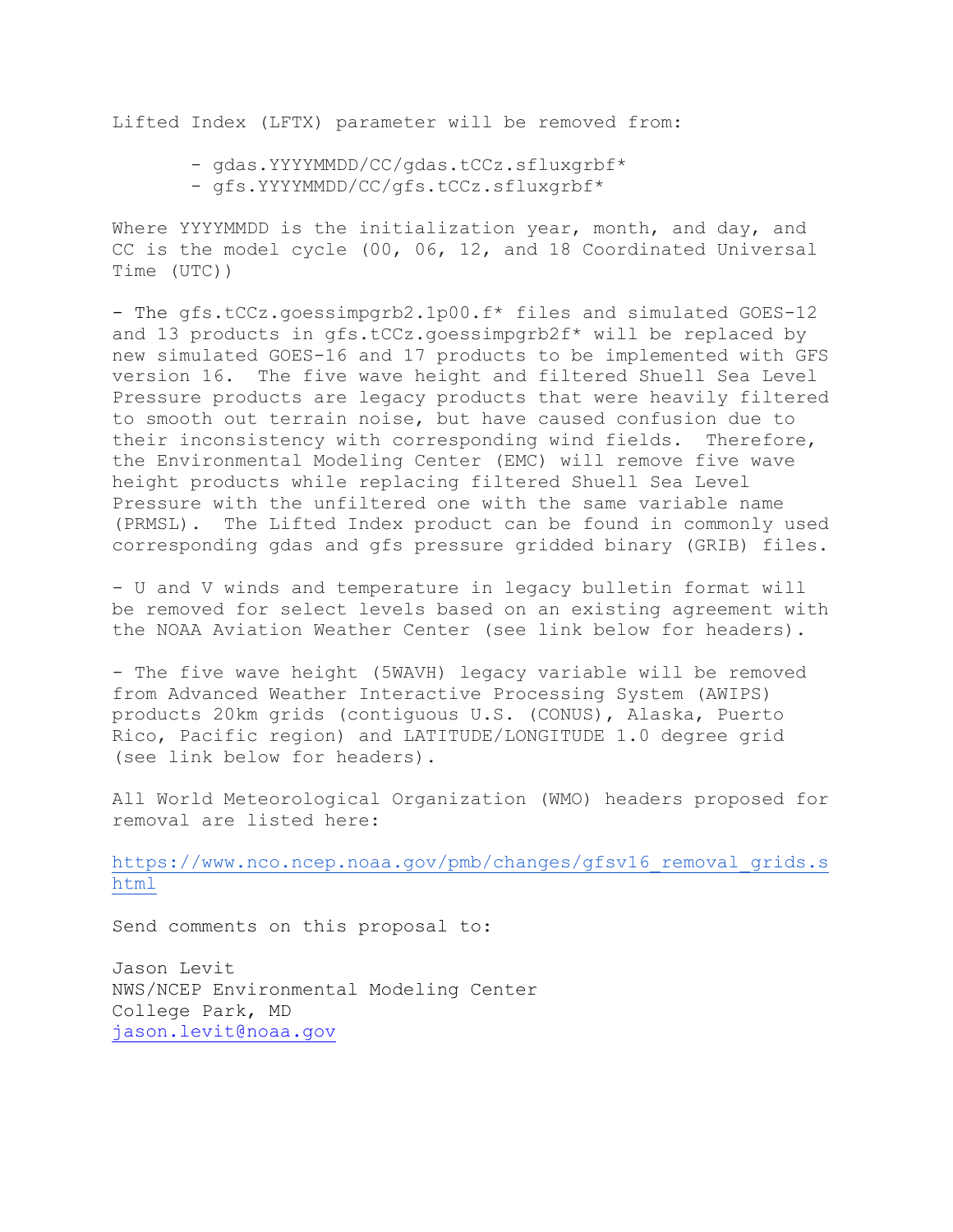Lifted Index (LFTX) parameter will be removed from:

- gdas.YYYYMMDD/CC/gdas.tCCz.sfluxgrbf*
- gfs.YYYYMMDD/CC/gfs.tCCz.sfluxgrbf*

Where YYYYMMDD is the initialization year, month, and day, and CC is the model cycle (00, 06, 12, and 18 Coordinated Universal Time (UTC))

- The gfs.tCCz.goessimpgrb2.1p00.f* files and simulated GOES-12 and 13 products in gfs.tCCz.goessimpgrb2f* will be replaced by new simulated GOES-16 and 17 products to be implemented with GFS version 16. The five wave height and filtered Shuell Sea Level Pressure products are legacy products that were heavily filtered to smooth out terrain noise, but have caused confusion due to their inconsistency with corresponding wind fields. Therefore, the Environmental Modeling Center (EMC) will remove five wave height products while replacing filtered Shuell Sea Level Pressure with the unfiltered one with the same variable name (PRMSL). The Lifted Index product can be found in commonly used corresponding gdas and gfs pressure gridded binary (GRIB) files.

- U and V winds and temperature in legacy bulletin format will be removed for select levels based on an existing agreement with the NOAA Aviation Weather Center (see link below for headers).

- The five wave height (5WAVH) legacy variable will be removed from Advanced Weather Interactive Processing System (AWIPS) products 20km grids (contiguous U.S. (CONUS), Alaska, Puerto Rico, Pacific region) and LATITUDE/LONGITUDE 1.0 degree grid (see link below for headers).

All World Meteorological Organization (WMO) headers proposed for removal are listed here:

https://www.nco.ncep.noaa.gov/pmb/changes/gfsv16_removal_grids.shtml

Send comments on this proposal to:

Jason Levit
NWS/NCEP Environmental Modeling Center
College Park, MD
jason.levit@noaa.gov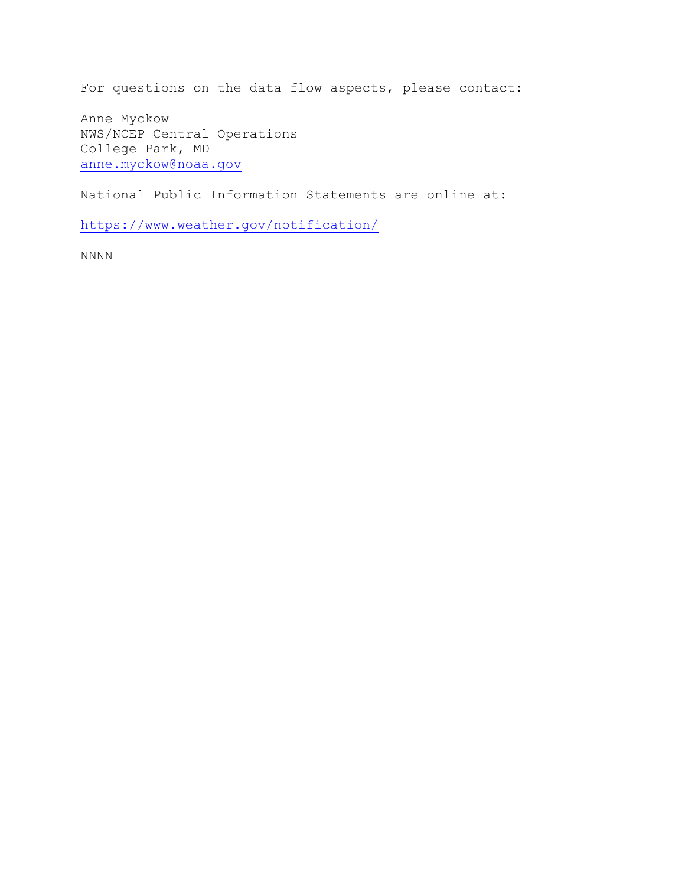For questions on the data flow aspects, please contact:

Anne Myckow
NWS/NCEP Central Operations
College Park, MD
anne.myckow@noaa.gov

National Public Information Statements are online at:

https://www.weather.gov/notification/

NNNN